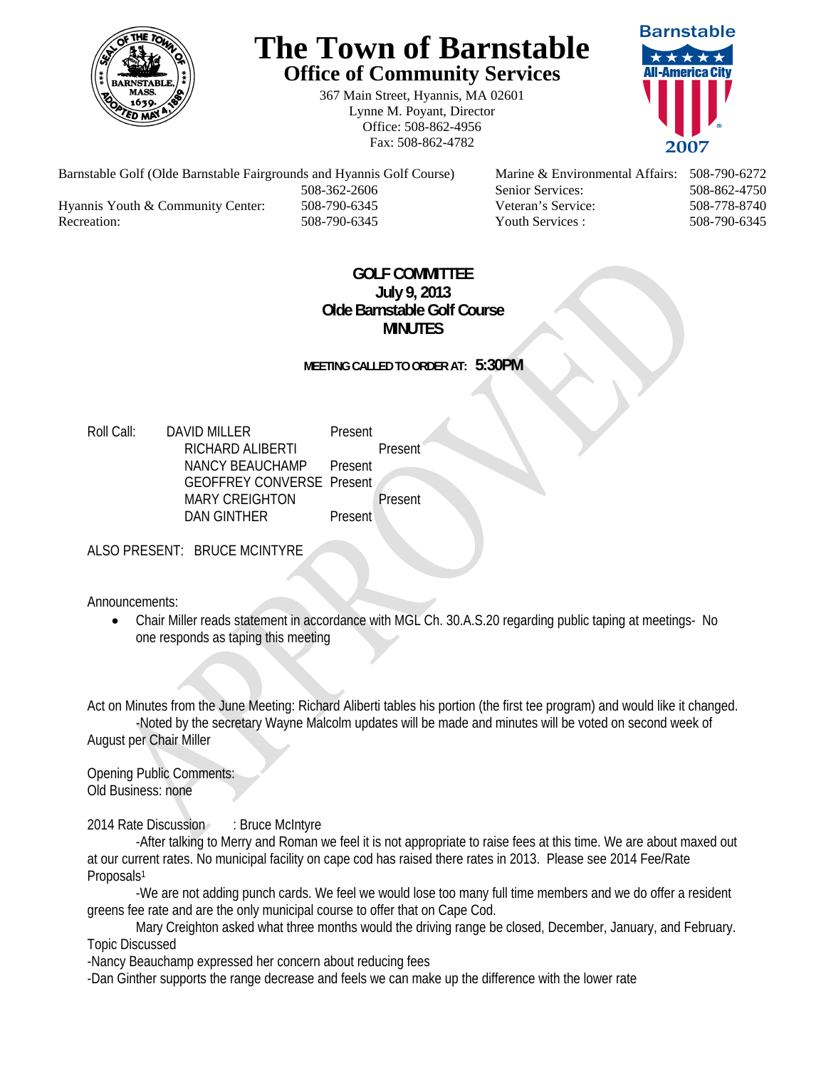# The Town of Barnstable
## Office of Community Services

367 Main Street, Hyannis, MA 02601
Lynne M. Poyant, Director
Office: 508-862-4956
Fax: 508-862-4782

Barnstable All-America City 2007

| | | | |
|---|---|---|---|
| Barnstable Golf (Olde Barnstable Fairgrounds and Hyannis Golf Course) | 508-362-2606 | Marine & Environmental Affairs: | 508-790-6272 |
| | | Senior Services: | 508-862-4750 |
| Hyannis Youth & Community Center: | 508-790-6345 | Veteran's Service: | 508-778-8740 |
| Recreation: | 508-790-6345 | Youth Services : | 508-790-6345 |

**GOLF COMMITTEE**
**July 9, 2013**
**Olde Barnstable Golf Course**
**MINUTES**

**MEETING CALLED TO ORDER AT: 5:30PM**

Roll Call:

| | |
|---|---|
| DAVID MILLER | Present |
| RICHARD ALIBERTI | Present |
| NANCY BEAUCHAMP | Present |
| GEOFFREY CONVERSE | Present |
| MARY CREIGHTON | Present |
| DAN GINTHER | Present |

ALSO PRESENT: BRUCE MCINTYRE

Announcements:

- Chair Miller reads statement in accordance with MGL Ch. 30.A.S.20 regarding public taping at meetings- No one responds as taping this meeting

Act on Minutes from the June Meeting: Richard Aliberti tables his portion (the first tee program) and would like it changed.
-Noted by the secretary Wayne Malcolm updates will be made and minutes will be voted on second week of August per Chair Miller

Opening Public Comments:
Old Business: none

2014 Rate Discussion : Bruce McIntyre
-After talking to Merry and Roman we feel it is not appropriate to raise fees at this time. We are about maxed out at our current rates. No municipal facility on cape cod has raised there rates in 2013. Please see 2014 Fee/Rate Proposals[1]
-We are not adding punch cards. We feel we would lose too many full time members and we do offer a resident greens fee rate and are the only municipal course to offer that on Cape Cod.
Mary Creighton asked what three months would the driving range be closed, December, January, and February. Topic Discussed
-Nancy Beauchamp expressed her concern about reducing fees
-Dan Ginther supports the range decrease and feels we can make up the difference with the lower rate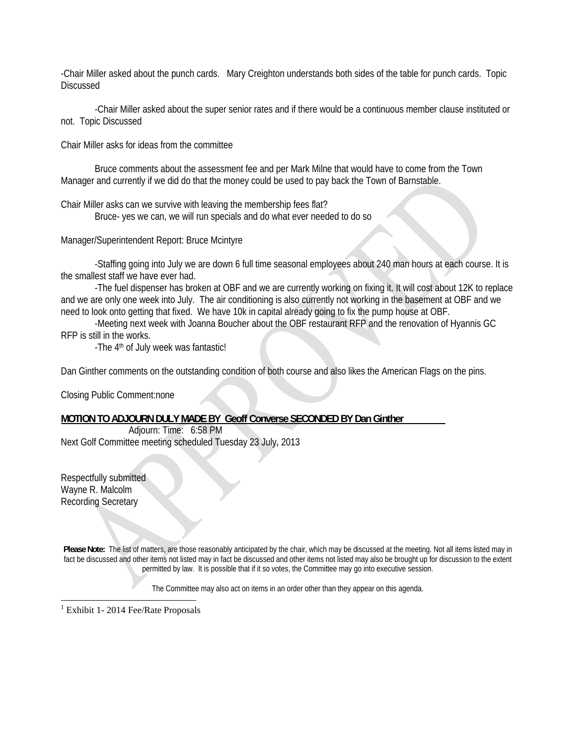-Chair Miller asked about the punch cards. Mary Creighton understands both sides of the table for punch cards. Topic Discussed

-Chair Miller asked about the super senior rates and if there would be a continuous member clause instituted or not. Topic Discussed

Chair Miller asks for ideas from the committee

Bruce comments about the assessment fee and per Mark Milne that would have to come from the Town Manager and currently if we did do that the money could be used to pay back the Town of Barnstable.

Chair Miller asks can we survive with leaving the membership fees flat?

Bruce- yes we can, we will run specials and do what ever needed to do so

Manager/Superintendent Report: Bruce Mcintyre

-Staffing going into July we are down 6 full time seasonal employees about 240 man hours at each course. It is the smallest staff we have ever had.

-The fuel dispenser has broken at OBF and we are currently working on fixing it. It will cost about 12K to replace and we are only one week into July. The air conditioning is also currently not working in the basement at OBF and we need to look onto getting that fixed. We have 10k in capital already going to fix the pump house at OBF.

-Meeting next week with Joanna Boucher about the OBF restaurant RFP and the renovation of Hyannis GC RFP is still in the works.

-The 4th of July week was fantastic!

Dan Ginther comments on the outstanding condition of both course and also likes the American Flags on the pins.

Closing Public Comment:none

**MOTION TO ADJOURN DULY MADE BY Geoff Converse SECONDED BY Dan Ginther**

Adjourn: Time: 6:58 PM

Next Golf Committee meeting scheduled Tuesday 23 July, 2013

Respectfully submitted
Wayne R. Malcolm
Recording Secretary

**Please Note:** The list of matters, are those reasonably anticipated by the chair, which may be discussed at the meeting. Not all items listed may in fact be discussed and other items not listed may in fact be discussed and other items not listed may also be brought up for discussion to the extent permitted by law. It is possible that if it so votes, the Committee may go into executive session.

The Committee may also act on items in an order other than they appear on this agenda.

[1] Exhibit 1- 2014 Fee/Rate Proposals